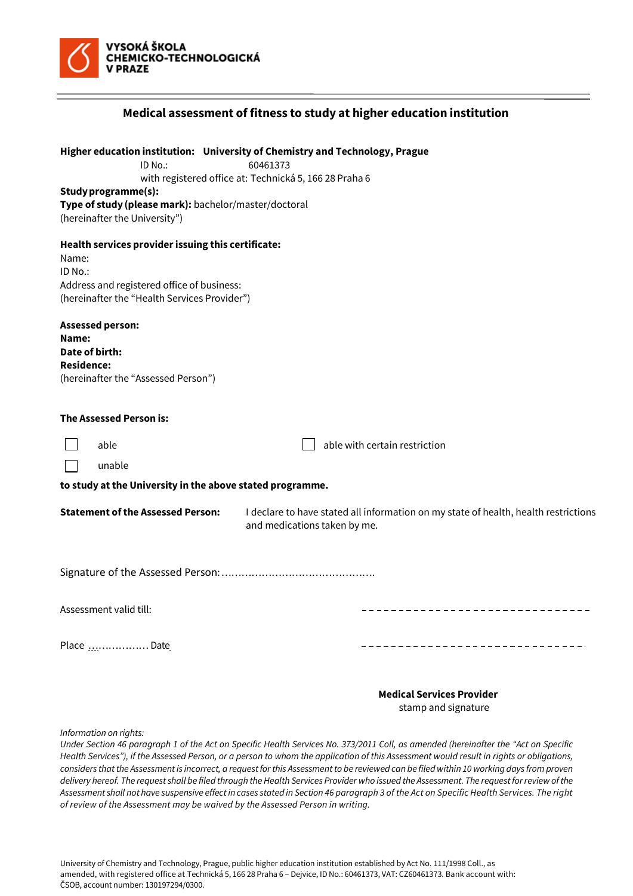**VYSOKÁ ŠKOLA CHEMICKO-TECHNOLOGICKÁ V PRAZE**

## Medical assessment of fitness to study at higher education institution

**Higher education institution: University of Chemistry and Technology, Prague**
ID No.: 60461373
with registered office at: Technická 5, 166 28 Praha 6
**Study programme(s):**
**Type of study (please mark):** bachelor/master/doctoral
(hereinafter the University")

**Health services provider issuing this certificate:**
Name:
ID No.:
Address and registered office of business:
(hereinafter the "Health Services Provider")

**Assessed person:**
**Name:**
**Date of birth:**
**Residence:**
(hereinafter the "Assessed Person")

**The Assessed Person is:**

☐ able ☐ able with certain restriction

☐ unable

**to study at the University in the above stated programme.**

**Statement of the Assessed Person:** I declare to have stated all information on my state of health, health restrictions and medications taken by me.

Signature of the Assessed Person:……………………………………….

Assessment valid till: ------------------------------

Place ……………… Date ------------------------------

**Medical Services Provider**
stamp and signature

*Information on rights:*
*Under Section 46 paragraph 1 of the Act on Specific Health Services No. 373/2011 Coll, as amended (hereinafter the "Act on Specific Health Services"), if the Assessed Person, or a person to whom the application of this Assessment would result in rights or obligations, considers that the Assessment is incorrect, a request for this Assessment to be reviewed can be filed within 10 working days from proven delivery hereof. The request shall be filed through the Health Services Provider who issued the Assessment. The request for review of the Assessment shall not have suspensive effect in cases stated in Section 46 paragraph 3 of the Act on Specific Health Services. The right of review of the Assessment may be waived by the Assessed Person in writing.*

University of Chemistry and Technology, Prague, public higher education institution established by Act No. 111/1998 Coll., as amended, with registered office at Technická 5, 166 28 Praha 6 – Dejvice, ID No.: 60461373, VAT: CZ60461373. Bank account with: ČSOB, account number: 130197294/0300.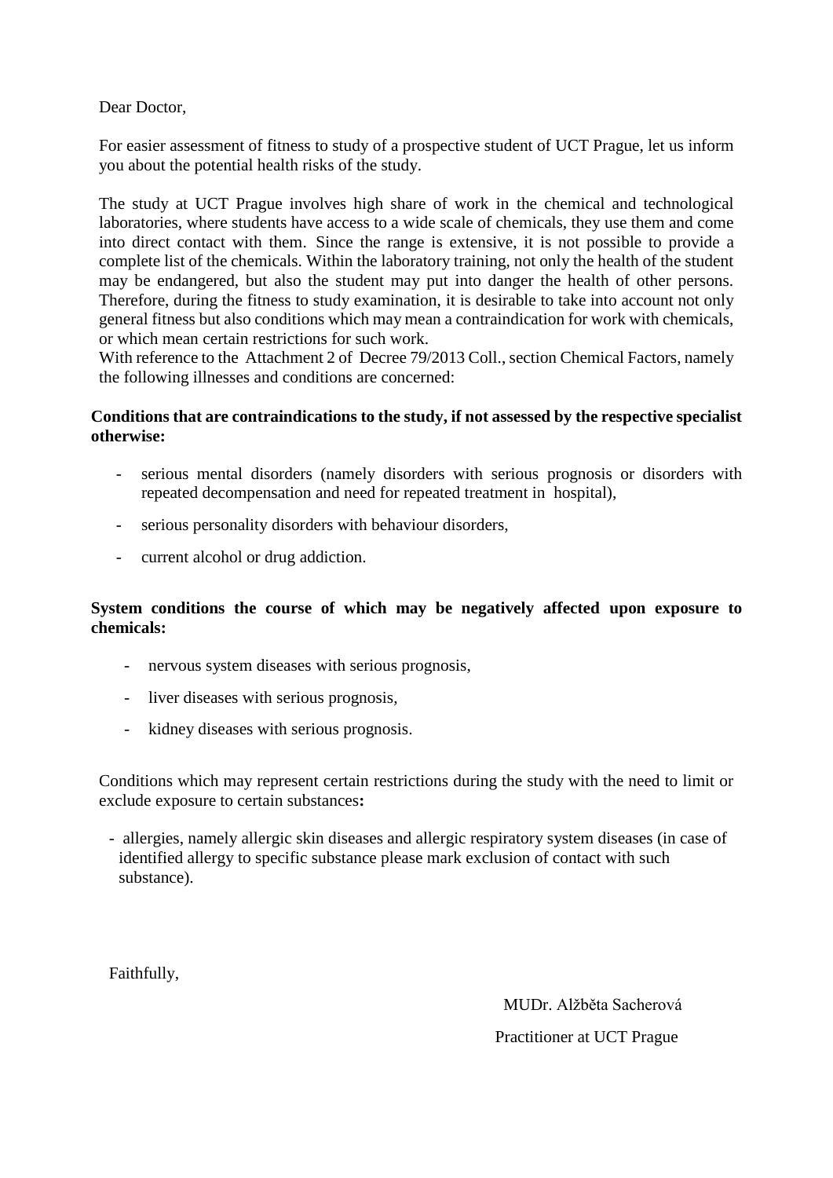Dear Doctor,

For easier assessment of fitness to study of a prospective student of UCT Prague, let us inform you about the potential health risks of the study.

The study at UCT Prague involves high share of work in the chemical and technological laboratories, where students have access to a wide scale of chemicals, they use them and come into direct contact with them. Since the range is extensive, it is not possible to provide a complete list of the chemicals. Within the laboratory training, not only the health of the student may be endangered, but also the student may put into danger the health of other persons. Therefore, during the fitness to study examination, it is desirable to take into account not only general fitness but also conditions which may mean a contraindication for work with chemicals, or which mean certain restrictions for such work.
With reference to the Attachment 2 of Decree 79/2013 Coll., section Chemical Factors, namely the following illnesses and conditions are concerned:

**Conditions that are contraindications to the study, if not assessed by the respective specialist otherwise:**

- serious mental disorders (namely disorders with serious prognosis or disorders with repeated decompensation and need for repeated treatment in hospital),
- serious personality disorders with behaviour disorders,
- current alcohol or drug addiction.

**System conditions the course of which may be negatively affected upon exposure to chemicals:**

- nervous system diseases with serious prognosis,
- liver diseases with serious prognosis,
- kidney diseases with serious prognosis.

Conditions which may represent certain restrictions during the study with the need to limit or exclude exposure to certain substances**:**

- allergies, namely allergic skin diseases and allergic respiratory system diseases (in case of identified allergy to specific substance please mark exclusion of contact with such substance).

Faithfully,

MUDr. Alžběta Sacherová

Practitioner at UCT Prague